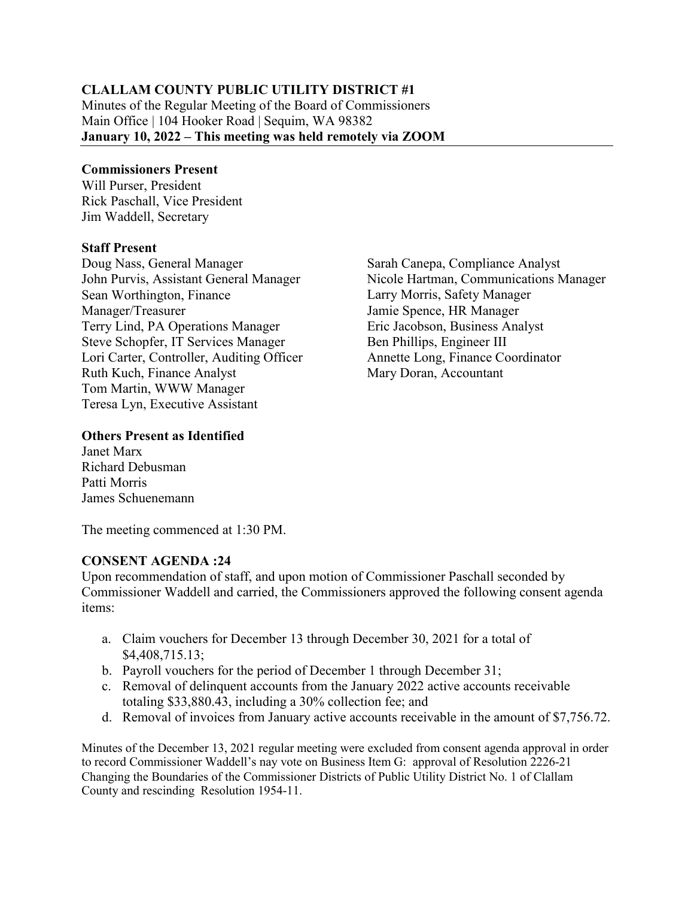**CLALLAM COUNTY PUBLIC UTILITY DISTRICT #1**
Minutes of the Regular Meeting of the Board of Commissioners
Main Office | 104 Hooker Road | Sequim, WA 98382
**January 10, 2022 – This meeting was held remotely via ZOOM**

**Commissioners Present**
Will Purser, President
Rick Paschall, Vice President
Jim Waddell, Secretary

**Staff Present**
Doug Nass, General Manager
John Purvis, Assistant General Manager
Sean Worthington, Finance Manager/Treasurer
Terry Lind, PA Operations Manager
Steve Schopfer, IT Services Manager
Lori Carter, Controller, Auditing Officer
Ruth Kuch, Finance Analyst
Tom Martin, WWW Manager
Teresa Lyn, Executive Assistant
Sarah Canepa, Compliance Analyst
Nicole Hartman, Communications Manager
Larry Morris, Safety Manager
Jamie Spence, HR Manager
Eric Jacobson, Business Analyst
Ben Phillips, Engineer III
Annette Long, Finance Coordinator
Mary Doran, Accountant

**Others Present as Identified**
Janet Marx
Richard Debusman
Patti Morris
James Schuenemann

The meeting commenced at 1:30 PM.

**CONSENT AGENDA :24**
Upon recommendation of staff, and upon motion of Commissioner Paschall seconded by Commissioner Waddell and carried, the Commissioners approved the following consent agenda items:

a. Claim vouchers for December 13 through December 30, 2021 for a total of $4,408,715.13;
b. Payroll vouchers for the period of December 1 through December 31;
c. Removal of delinquent accounts from the January 2022 active accounts receivable totaling $33,880.43, including a 30% collection fee; and
d. Removal of invoices from January active accounts receivable in the amount of $7,756.72.

Minutes of the December 13, 2021 regular meeting were excluded from consent agenda approval in order to record Commissioner Waddell's nay vote on Business Item G: approval of Resolution 2226-21 Changing the Boundaries of the Commissioner Districts of Public Utility District No. 1 of Clallam County and rescinding Resolution 1954-11.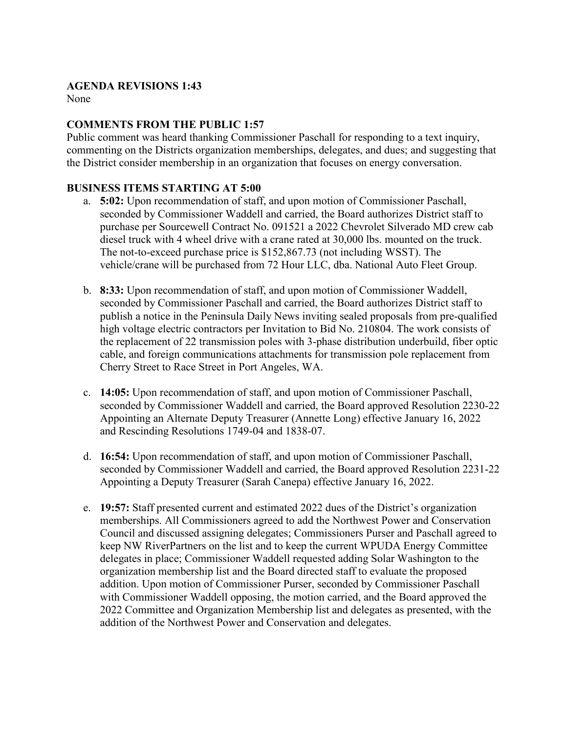**AGENDA REVISIONS 1:43**

None

**COMMENTS FROM THE PUBLIC 1:57**

Public comment was heard thanking Commissioner Paschall for responding to a text inquiry, commenting on the Districts organization memberships, delegates, and dues; and suggesting that the District consider membership in an organization that focuses on energy conversation.

**BUSINESS ITEMS STARTING AT 5:00**

a. **5:02:** Upon recommendation of staff, and upon motion of Commissioner Paschall, seconded by Commissioner Waddell and carried, the Board authorizes District staff to purchase per Sourcewell Contract No. 091521 a 2022 Chevrolet Silverado MD crew cab diesel truck with 4 wheel drive with a crane rated at 30,000 lbs. mounted on the truck. The not-to-exceed purchase price is $152,867.73 (not including WSST). The vehicle/crane will be purchased from 72 Hour LLC, dba. National Auto Fleet Group.

b. **8:33:** Upon recommendation of staff, and upon motion of Commissioner Waddell, seconded by Commissioner Paschall and carried, the Board authorizes District staff to publish a notice in the Peninsula Daily News inviting sealed proposals from pre-qualified high voltage electric contractors per Invitation to Bid No. 210804. The work consists of the replacement of 22 transmission poles with 3-phase distribution underbuild, fiber optic cable, and foreign communications attachments for transmission pole replacement from Cherry Street to Race Street in Port Angeles, WA.

c. **14:05:** Upon recommendation of staff, and upon motion of Commissioner Paschall, seconded by Commissioner Waddell and carried, the Board approved Resolution 2230-22 Appointing an Alternate Deputy Treasurer (Annette Long) effective January 16, 2022 and Rescinding Resolutions 1749-04 and 1838-07.

d. **16:54:** Upon recommendation of staff, and upon motion of Commissioner Paschall, seconded by Commissioner Waddell and carried, the Board approved Resolution 2231-22 Appointing a Deputy Treasurer (Sarah Canepa) effective January 16, 2022.

e. **19:57:** Staff presented current and estimated 2022 dues of the District's organization memberships. All Commissioners agreed to add the Northwest Power and Conservation Council and discussed assigning delegates; Commissioners Purser and Paschall agreed to keep NW RiverPartners on the list and to keep the current WPUDA Energy Committee delegates in place; Commissioner Waddell requested adding Solar Washington to the organization membership list and the Board directed staff to evaluate the proposed addition. Upon motion of Commissioner Purser, seconded by Commissioner Paschall with Commissioner Waddell opposing, the motion carried, and the Board approved the 2022 Committee and Organization Membership list and delegates as presented, with the addition of the Northwest Power and Conservation and delegates.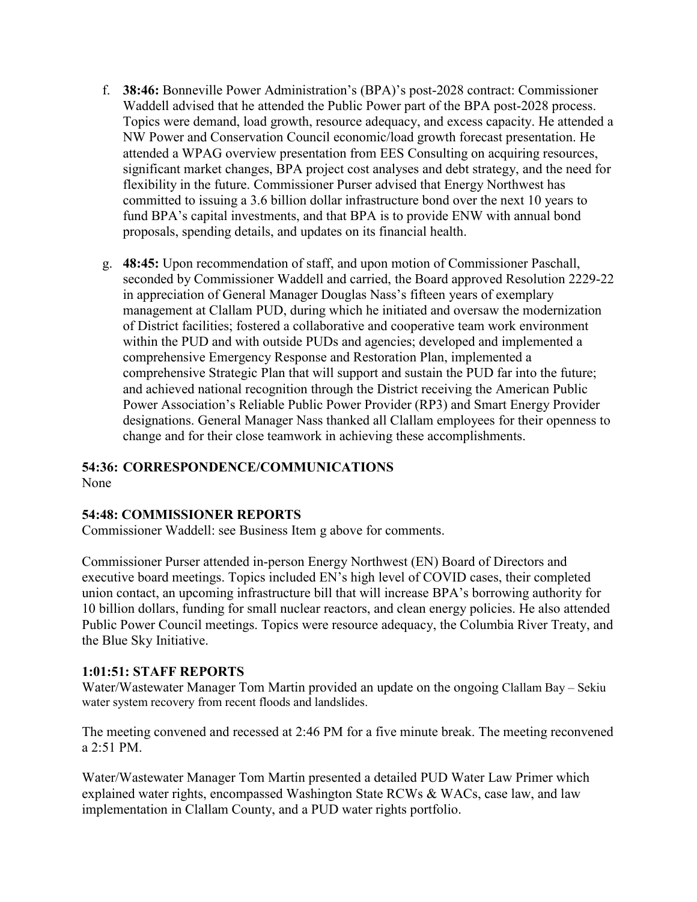f. **38:46:** Bonneville Power Administration's (BPA)'s post-2028 contract: Commissioner Waddell advised that he attended the Public Power part of the BPA post-2028 process. Topics were demand, load growth, resource adequacy, and excess capacity. He attended a NW Power and Conservation Council economic/load growth forecast presentation. He attended a WPAG overview presentation from EES Consulting on acquiring resources, significant market changes, BPA project cost analyses and debt strategy, and the need for flexibility in the future. Commissioner Purser advised that Energy Northwest has committed to issuing a 3.6 billion dollar infrastructure bond over the next 10 years to fund BPA's capital investments, and that BPA is to provide ENW with annual bond proposals, spending details, and updates on its financial health.

g. **48:45:** Upon recommendation of staff, and upon motion of Commissioner Paschall, seconded by Commissioner Waddell and carried, the Board approved Resolution 2229-22 in appreciation of General Manager Douglas Nass's fifteen years of exemplary management at Clallam PUD, during which he initiated and oversaw the modernization of District facilities; fostered a collaborative and cooperative team work environment within the PUD and with outside PUDs and agencies; developed and implemented a comprehensive Emergency Response and Restoration Plan, implemented a comprehensive Strategic Plan that will support and sustain the PUD far into the future; and achieved national recognition through the District receiving the American Public Power Association's Reliable Public Power Provider (RP3) and Smart Energy Provider designations. General Manager Nass thanked all Clallam employees for their openness to change and for their close teamwork in achieving these accomplishments.

**54:36: CORRESPONDENCE/COMMUNICATIONS**

None

**54:48: COMMISSIONER REPORTS**

Commissioner Waddell: see Business Item g above for comments.

Commissioner Purser attended in-person Energy Northwest (EN) Board of Directors and executive board meetings. Topics included EN's high level of COVID cases, their completed union contact, an upcoming infrastructure bill that will increase BPA's borrowing authority for 10 billion dollars, funding for small nuclear reactors, and clean energy policies. He also attended Public Power Council meetings. Topics were resource adequacy, the Columbia River Treaty, and the Blue Sky Initiative.

**1:01:51: STAFF REPORTS**

Water/Wastewater Manager Tom Martin provided an update on the ongoing Clallam Bay – Sekiu water system recovery from recent floods and landslides.

The meeting convened and recessed at 2:46 PM for a five minute break. The meeting reconvened a 2:51 PM.

Water/Wastewater Manager Tom Martin presented a detailed PUD Water Law Primer which explained water rights, encompassed Washington State RCWs & WACs, case law, and law implementation in Clallam County, and a PUD water rights portfolio.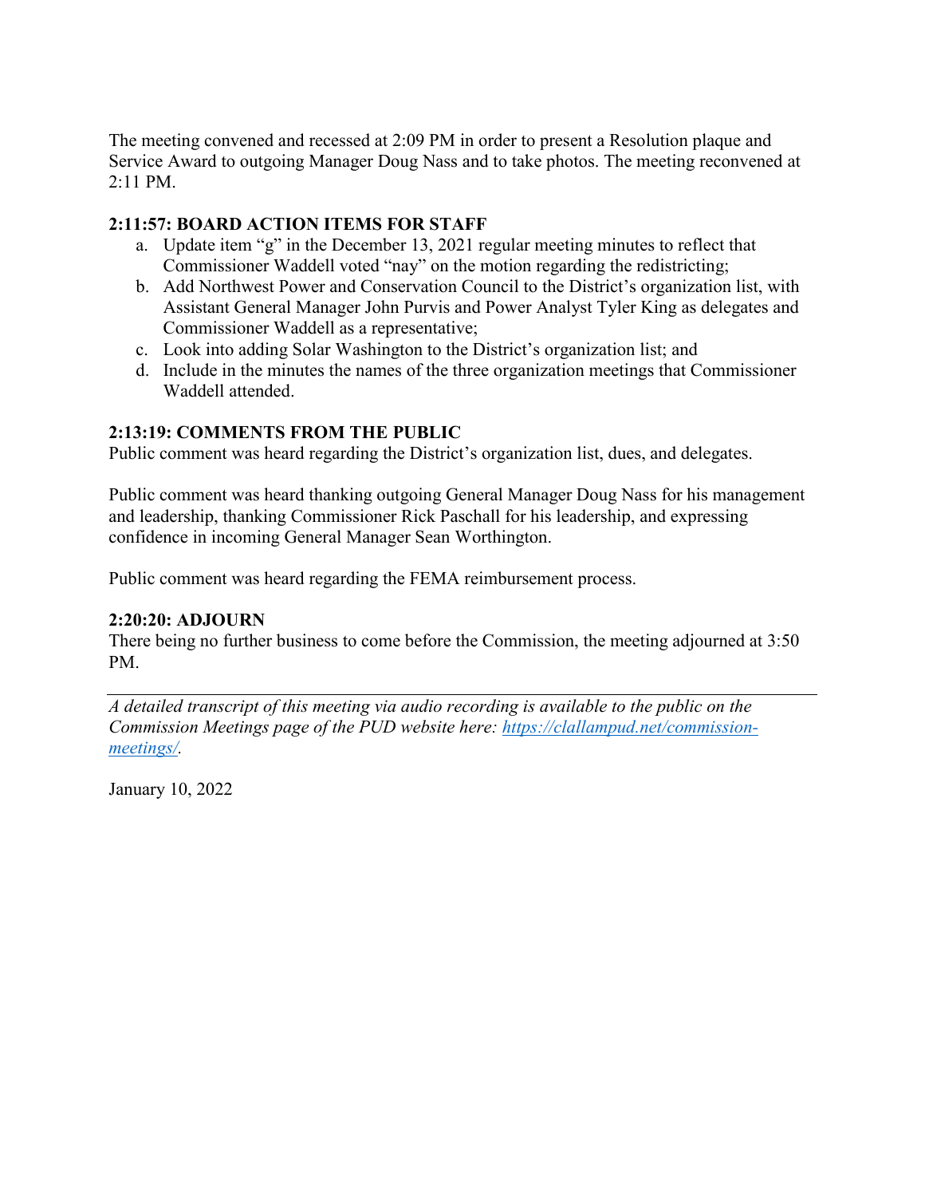The meeting convened and recessed at 2:09 PM in order to present a Resolution plaque and Service Award to outgoing Manager Doug Nass and to take photos. The meeting reconvened at 2:11 PM.

**2:11:57: BOARD ACTION ITEMS FOR STAFF**

a. Update item "g" in the December 13, 2021 regular meeting minutes to reflect that Commissioner Waddell voted "nay" on the motion regarding the redistricting;
b. Add Northwest Power and Conservation Council to the District's organization list, with Assistant General Manager John Purvis and Power Analyst Tyler King as delegates and Commissioner Waddell as a representative;
c. Look into adding Solar Washington to the District's organization list; and
d. Include in the minutes the names of the three organization meetings that Commissioner Waddell attended.

**2:13:19: COMMENTS FROM THE PUBLIC**

Public comment was heard regarding the District's organization list, dues, and delegates.

Public comment was heard thanking outgoing General Manager Doug Nass for his management and leadership, thanking Commissioner Rick Paschall for his leadership, and expressing confidence in incoming General Manager Sean Worthington.

Public comment was heard regarding the FEMA reimbursement process.

**2:20:20: ADJOURN**

There being no further business to come before the Commission, the meeting adjourned at 3:50 PM.

---

*A detailed transcript of this meeting via audio recording is available to the public on the Commission Meetings page of the PUD website here: [https://clallampud.net/commission-meetings/](https://clallampud.net/commission-meetings/).*

January 10, 2022